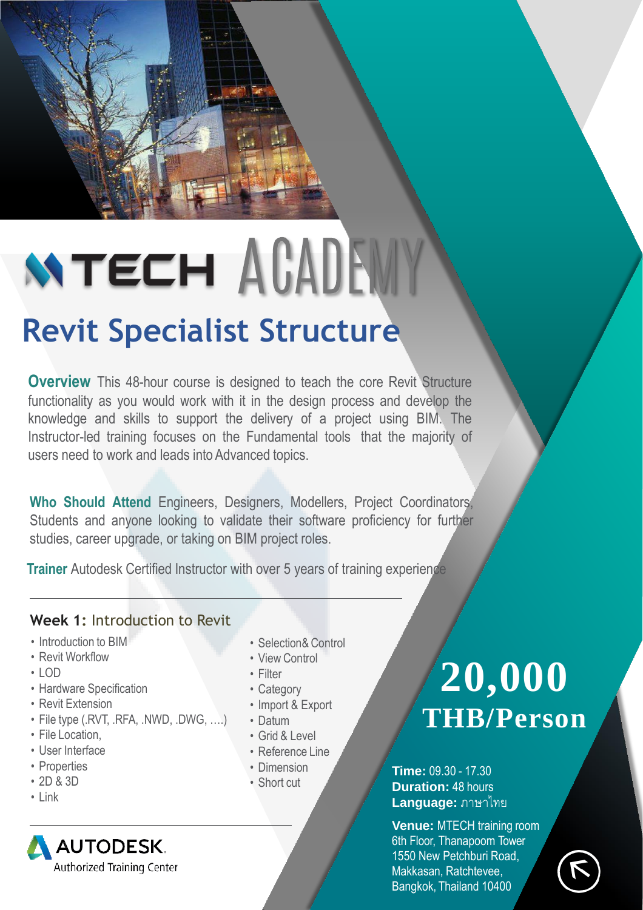MTECH ACADEMY

# Revit Specialist Structure

**Overview** This 48-hour course is designed to teach the core Revit Structure functionality as you would work with it in the design process and develop the knowledge and skills to support the delivery of a project using BIM. The Instructor-led training focuses on the Fundamental tools that the majority of users need to work and leads into Advanced topics.

**Who Should Attend** Engineers, Designers, Modellers, Project Coordinators, Students and anyone looking to validate their software proficiency for further studies, career upgrade, or taking on BIM project roles.

**Trainer** Autodesk Certified Instructor with over 5 years of training experience

## Week 1: Introduction to Revit

- Introduction to BIM
- Revit Workflow
- LOD
- Hardware Specification
- Revit Extension
- File type (.RVT, .RFA, .NWD, .DWG, ....)
- File Location,
- User Interface
- Properties
- 2D & 3D
- Link
- Selection& Control
- View Control
- Filter
- Category
- Import & Export
- Datum
- Grid & Level
- Reference Line
- Dimension
- Short cut

**20,000 THB/Person**

**Time:** 09.30 - 17.30
**Duration:** 48 hours
**Language:** ภาษาไทย

**Venue:** MTECH training room
6th Floor, Thanapoom Tower
1550 New Petchburi Road,
Makkasan, Ratchtevee,
Bangkok, Thailand 10400

AUTODESK. Authorized Training Center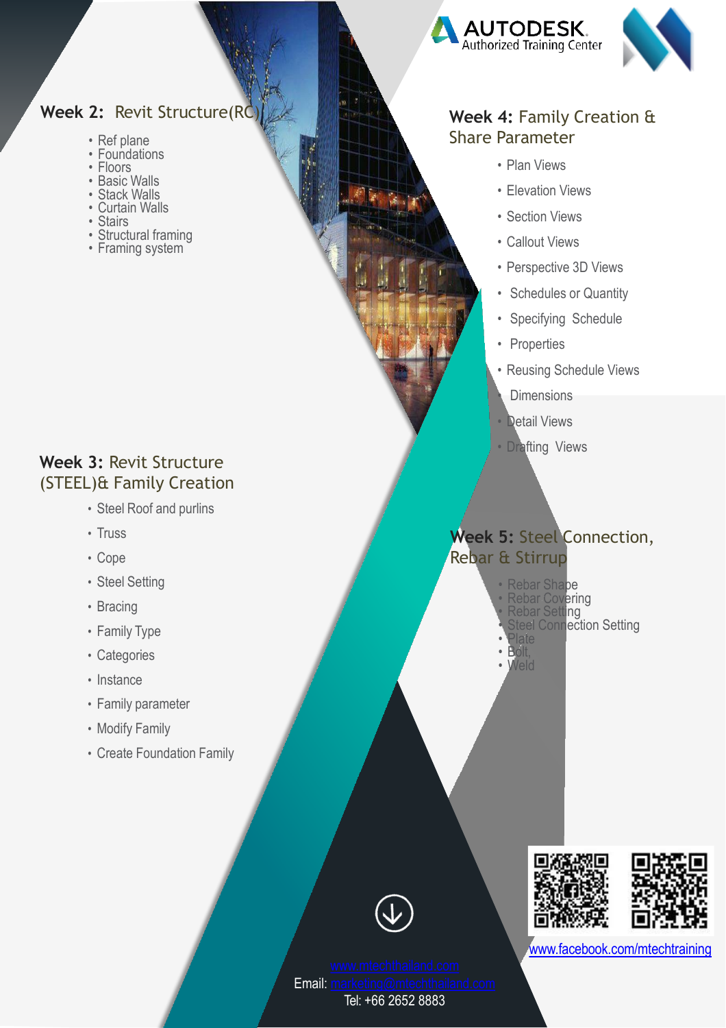AUTODESK. Authorized Training Center

## Week 2: Revit Structure(RC)

- Ref plane
- Foundations
- Floors
- Basic Walls
- Stack Walls
- Curtain Walls
- Stairs
- Structural framing
- Framing system

## Week 3: Revit Structure (STEEL)& Family Creation

- Steel Roof and purlins
- Truss
- Cope
- Steel Setting
- Bracing
- Family Type
- Categories
- Instance
- Family parameter
- Modify Family
- Create Foundation Family

## Week 4: Family Creation & Share Parameter

- Plan Views
- Elevation Views
- Section Views
- Callout Views
- Perspective 3D Views
- Schedules or Quantity
- Specifying Schedule
- Properties
- Reusing Schedule Views
- Dimensions
- Detail Views
- Drafting Views

## Week 5: Steel Connection, Rebar & Stirrup

- Rebar Shape
- Rebar Covering
- Rebar Setting
- Steel Connection Setting
- Plate
- Bolt,
- Weld

www.facebook.com/mtechtraining

www.mtechthailand.com

Email: marketing@mtechthailand.com

Tel: +66 2652 8883